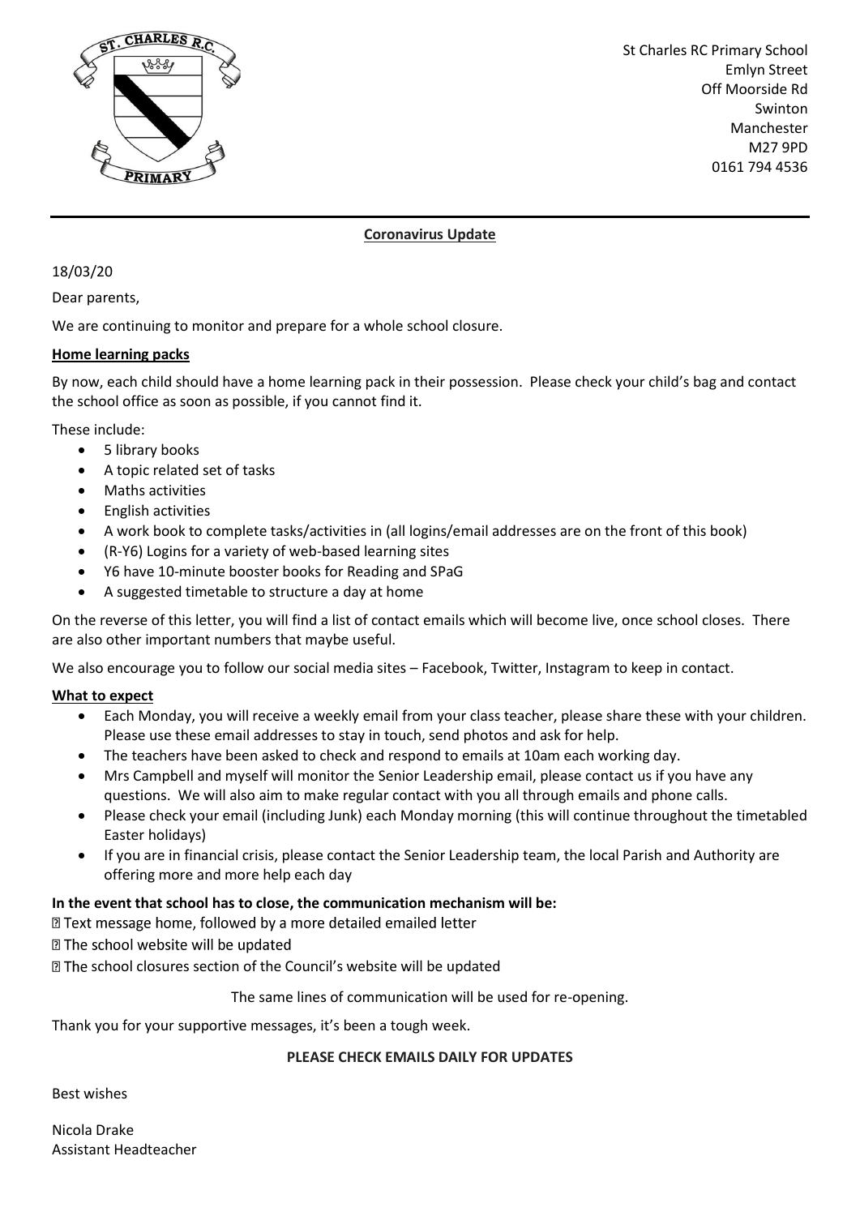St Charles RC Primary School
Emlyn Street
Off Moorside Rd
Swinton
Manchester
M27 9PD
0161 794 4536

**Coronavirus Update**

18/03/20

Dear parents,

We are continuing to monitor and prepare for a whole school closure.

**Home learning packs**

By now, each child should have a home learning pack in their possession. Please check your child's bag and contact the school office as soon as possible, if you cannot find it.

These include:

- 5 library books
- A topic related set of tasks
- Maths activities
- English activities
- A work book to complete tasks/activities in (all logins/email addresses are on the front of this book)
- (R-Y6) Logins for a variety of web-based learning sites
- Y6 have 10-minute booster books for Reading and SPaG
- A suggested timetable to structure a day at home

On the reverse of this letter, you will find a list of contact emails which will become live, once school closes. There are also other important numbers that maybe useful.

We also encourage you to follow our social media sites – Facebook, Twitter, Instagram to keep in contact.

**What to expect**

- Each Monday, you will receive a weekly email from your class teacher, please share these with your children. Please use these email addresses to stay in touch, send photos and ask for help.
- The teachers have been asked to check and respond to emails at 10am each working day.
- Mrs Campbell and myself will monitor the Senior Leadership email, please contact us if you have any questions. We will also aim to make regular contact with you all through emails and phone calls.
- Please check your email (including Junk) each Monday morning (this will continue throughout the timetabled Easter holidays)
- If you are in financial crisis, please contact the Senior Leadership team, the local Parish and Authority are offering more and more help each day

**In the event that school has to close, the communication mechanism will be:**

- Text message home, followed by a more detailed emailed letter
- The school website will be updated
- The school closures section of the Council's website will be updated

The same lines of communication will be used for re-opening.

Thank you for your supportive messages, it's been a tough week.

**PLEASE CHECK EMAILS DAILY FOR UPDATES**

Best wishes

Nicola Drake
Assistant Headteacher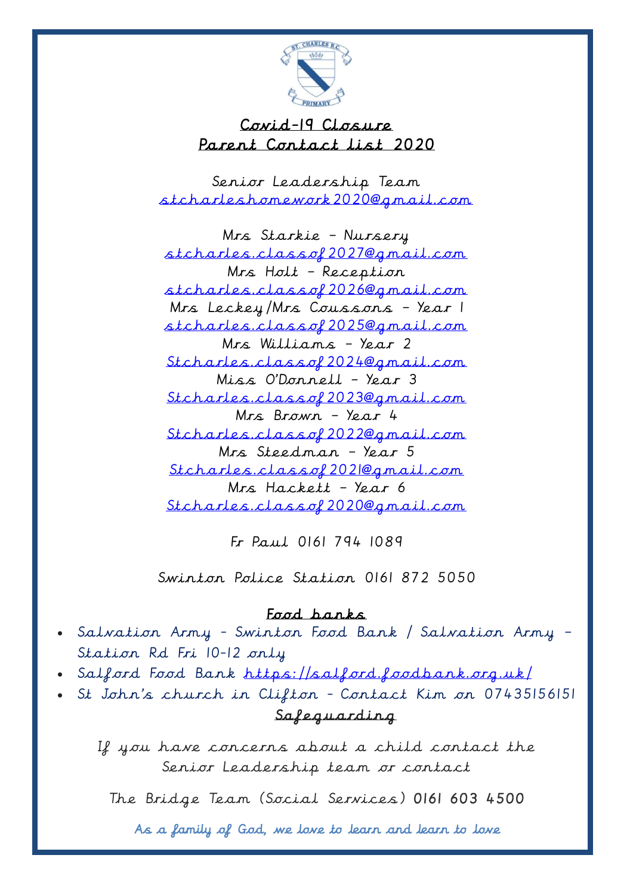# Covid-19 Closure
# Parent Contact list 2020

Senior Leadership Team
stcharleshomework2020@gmail.com

Mrs Starkie – Nursery
stcharles.classof2027@gmail.com
Mrs Holt – Reception
stcharles.classof2026@gmail.com
Mrs Leckey/Mrs Coussons – Year 1
stcharles.classof2025@gmail.com
Mrs Williams – Year 2
Stcharles.classof2024@gmail.com
Miss O'Donnell – Year 3
Stcharles.classof2023@gmail.com
Mrs Brown – Year 4
Stcharles.classof2022@gmail.com
Mrs Steedman – Year 5
Stcharles.classof2021@gmail.com
Mrs Hackett – Year 6
Stcharles.classof2020@gmail.com

Fr Paul 0161 794 1089

Swinton Police Station 0161 872 5050

## Food banks

- Salvation Army – Swinton Food Bank / Salvation Army – Station Rd Fri 10-12 only
- Salford Food Bank https://salford.foodbank.org.uk/
- St John's church in Clifton – Contact Kim on 07435156151

## Safeguarding

If you have concerns about a child contact the Senior Leadership team or contact

The Bridge Team (Social Services) 0161 603 4500

*As a family of God, we love to learn and learn to love*